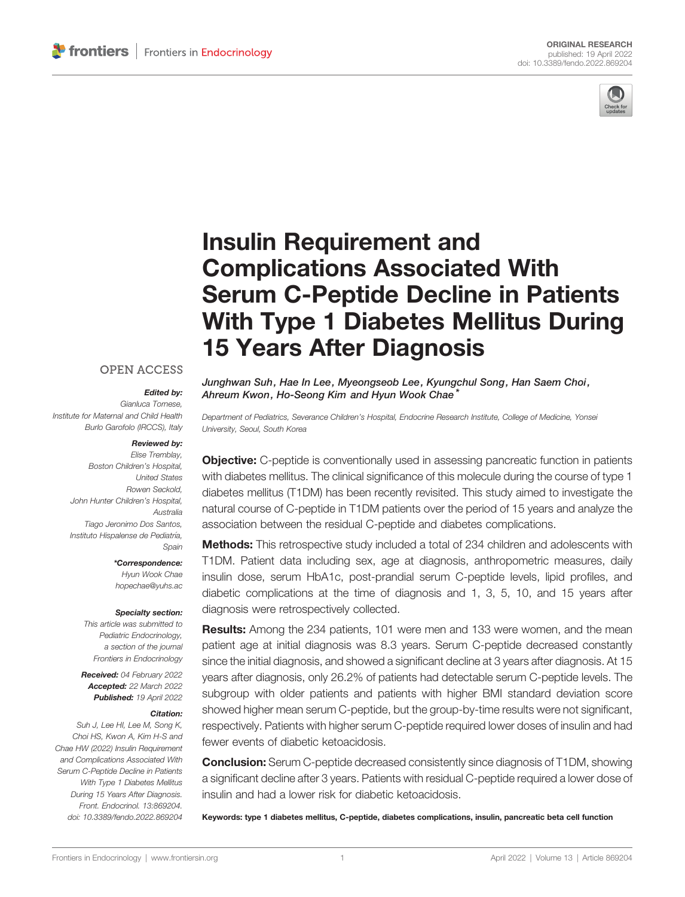ORIGINAL RESEARCH
published: 19 April 2022
doi: 10.3389/fendo.2022.869204

# Insulin Requirement and Complications Associated With Serum C-Peptide Decline in Patients With Type 1 Diabetes Mellitus During 15 Years After Diagnosis

*Junghwan Suh, Hae In Lee, Myeongseob Lee, Kyungchul Song, Han Saem Choi, Ahreum Kwon, Ho-Seong Kim and Hyun Wook Chae\**

*Department of Pediatrics, Severance Children's Hospital, Endocrine Research Institute, College of Medicine, Yonsei University, Seoul, South Korea*

OPEN ACCESS

**Edited by:**
*Gianluca Tornese, Institute for Maternal and Child Health Burlo Garofolo (IRCCS), Italy*

**Reviewed by:**
*Elise Tremblay, Boston Children's Hospital, United States*
*Rowen Seckold, John Hunter Children's Hospital, Australia*
*Tiago Jeronimo Dos Santos, Instituto Hispalense de Pediatría, Spain*

**\*Correspondence:**
*Hyun Wook Chae*
*hopechae@yuhs.ac*

**Specialty section:**
*This article was submitted to Pediatric Endocrinology, a section of the journal Frontiers in Endocrinology*

**Received:** *04 February 2022*
**Accepted:** *22 March 2022*
**Published:** *19 April 2022*

**Citation:**
*Suh J, Lee HI, Lee M, Song K, Choi HS, Kwon A, Kim H-S and Chae HW (2022) Insulin Requirement and Complications Associated With Serum C-Peptide Decline in Patients With Type 1 Diabetes Mellitus During 15 Years After Diagnosis. Front. Endocrinol. 13:869204. doi: 10.3389/fendo.2022.869204*

**Objective:** C-peptide is conventionally used in assessing pancreatic function in patients with diabetes mellitus. The clinical significance of this molecule during the course of type 1 diabetes mellitus (T1DM) has been recently revisited. This study aimed to investigate the natural course of C-peptide in T1DM patients over the period of 15 years and analyze the association between the residual C-peptide and diabetes complications.

**Methods:** This retrospective study included a total of 234 children and adolescents with T1DM. Patient data including sex, age at diagnosis, anthropometric measures, daily insulin dose, serum HbA1c, post-prandial serum C-peptide levels, lipid profiles, and diabetic complications at the time of diagnosis and 1, 3, 5, 10, and 15 years after diagnosis were retrospectively collected.

**Results:** Among the 234 patients, 101 were men and 133 were women, and the mean patient age at initial diagnosis was 8.3 years. Serum C-peptide decreased constantly since the initial diagnosis, and showed a significant decline at 3 years after diagnosis. At 15 years after diagnosis, only 26.2% of patients had detectable serum C-peptide levels. The subgroup with older patients and patients with higher BMI standard deviation score showed higher mean serum C-peptide, but the group-by-time results were not significant, respectively. Patients with higher serum C-peptide required lower doses of insulin and had fewer events of diabetic ketoacidosis.

**Conclusion:** Serum C-peptide decreased consistently since diagnosis of T1DM, showing a significant decline after 3 years. Patients with residual C-peptide required a lower dose of insulin and had a lower risk for diabetic ketoacidosis.

**Keywords: type 1 diabetes mellitus, C-peptide, diabetes complications, insulin, pancreatic beta cell function**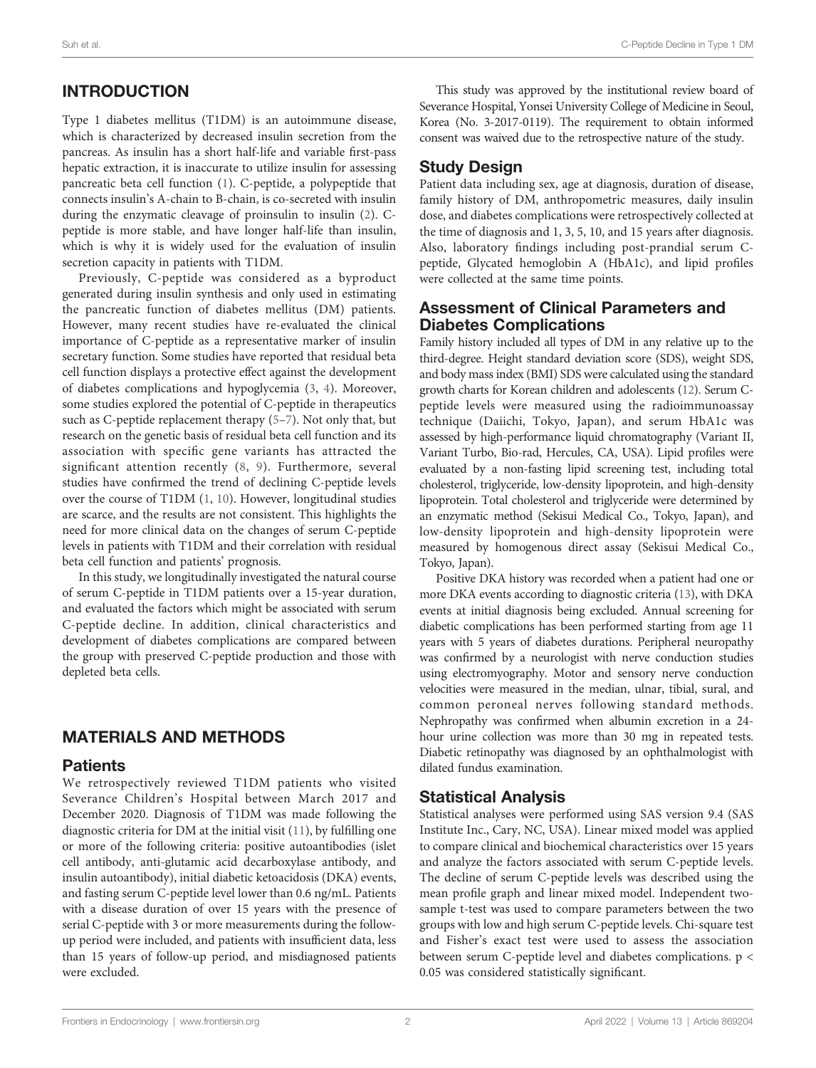## INTRODUCTION

Type 1 diabetes mellitus (T1DM) is an autoimmune disease, which is characterized by decreased insulin secretion from the pancreas. As insulin has a short half-life and variable first-pass hepatic extraction, it is inaccurate to utilize insulin for assessing pancreatic beta cell function (1). C-peptide, a polypeptide that connects insulin's A-chain to B-chain, is co-secreted with insulin during the enzymatic cleavage of proinsulin to insulin (2). C-peptide is more stable, and have longer half-life than insulin, which is why it is widely used for the evaluation of insulin secretion capacity in patients with T1DM.

Previously, C-peptide was considered as a byproduct generated during insulin synthesis and only used in estimating the pancreatic function of diabetes mellitus (DM) patients. However, many recent studies have re-evaluated the clinical importance of C-peptide as a representative marker of insulin secretary function. Some studies have reported that residual beta cell function displays a protective effect against the development of diabetes complications and hypoglycemia (3, 4). Moreover, some studies explored the potential of C-peptide in therapeutics such as C-peptide replacement therapy (5–7). Not only that, but research on the genetic basis of residual beta cell function and its association with specific gene variants has attracted the significant attention recently (8, 9). Furthermore, several studies have confirmed the trend of declining C-peptide levels over the course of T1DM (1, 10). However, longitudinal studies are scarce, and the results are not consistent. This highlights the need for more clinical data on the changes of serum C-peptide levels in patients with T1DM and their correlation with residual beta cell function and patients' prognosis.

In this study, we longitudinally investigated the natural course of serum C-peptide in T1DM patients over a 15-year duration, and evaluated the factors which might be associated with serum C-peptide decline. In addition, clinical characteristics and development of diabetes complications are compared between the group with preserved C-peptide production and those with depleted beta cells.

## MATERIALS AND METHODS

### Patients

We retrospectively reviewed T1DM patients who visited Severance Children's Hospital between March 2017 and December 2020. Diagnosis of T1DM was made following the diagnostic criteria for DM at the initial visit (11), by fulfilling one or more of the following criteria: positive autoantibodies (islet cell antibody, anti-glutamic acid decarboxylase antibody, and insulin autoantibody), initial diabetic ketoacidosis (DKA) events, and fasting serum C-peptide level lower than 0.6 ng/mL. Patients with a disease duration of over 15 years with the presence of serial C-peptide with 3 or more measurements during the follow-up period were included, and patients with insufficient data, less than 15 years of follow-up period, and misdiagnosed patients were excluded.

This study was approved by the institutional review board of Severance Hospital, Yonsei University College of Medicine in Seoul, Korea (No. 3-2017-0119). The requirement to obtain informed consent was waived due to the retrospective nature of the study.

### Study Design

Patient data including sex, age at diagnosis, duration of disease, family history of DM, anthropometric measures, daily insulin dose, and diabetes complications were retrospectively collected at the time of diagnosis and 1, 3, 5, 10, and 15 years after diagnosis. Also, laboratory findings including post-prandial serum C-peptide, Glycated hemoglobin A (HbA1c), and lipid profiles were collected at the same time points.

### Assessment of Clinical Parameters and Diabetes Complications

Family history included all types of DM in any relative up to the third-degree. Height standard deviation score (SDS), weight SDS, and body mass index (BMI) SDS were calculated using the standard growth charts for Korean children and adolescents (12). Serum C-peptide levels were measured using the radioimmunoassay technique (Daiichi, Tokyo, Japan), and serum HbA1c was assessed by high-performance liquid chromatography (Variant II, Variant Turbo, Bio-rad, Hercules, CA, USA). Lipid profiles were evaluated by a non-fasting lipid screening test, including total cholesterol, triglyceride, low-density lipoprotein, and high-density lipoprotein. Total cholesterol and triglyceride were determined by an enzymatic method (Sekisui Medical Co., Tokyo, Japan), and low-density lipoprotein and high-density lipoprotein were measured by homogenous direct assay (Sekisui Medical Co., Tokyo, Japan).

Positive DKA history was recorded when a patient had one or more DKA events according to diagnostic criteria (13), with DKA events at initial diagnosis being excluded. Annual screening for diabetic complications has been performed starting from age 11 years with 5 years of diabetes durations. Peripheral neuropathy was confirmed by a neurologist with nerve conduction studies using electromyography. Motor and sensory nerve conduction velocities were measured in the median, ulnar, tibial, sural, and common peroneal nerves following standard methods. Nephropathy was confirmed when albumin excretion in a 24-hour urine collection was more than 30 mg in repeated tests. Diabetic retinopathy was diagnosed by an ophthalmologist with dilated fundus examination.

### Statistical Analysis

Statistical analyses were performed using SAS version 9.4 (SAS Institute Inc., Cary, NC, USA). Linear mixed model was applied to compare clinical and biochemical characteristics over 15 years and analyze the factors associated with serum C-peptide levels. The decline of serum C-peptide levels was described using the mean profile graph and linear mixed model. Independent two-sample t-test was used to compare parameters between the two groups with low and high serum C-peptide levels. Chi-square test and Fisher's exact test were used to assess the association between serum C-peptide level and diabetes complications. $p < 0.05$ was considered statistically significant.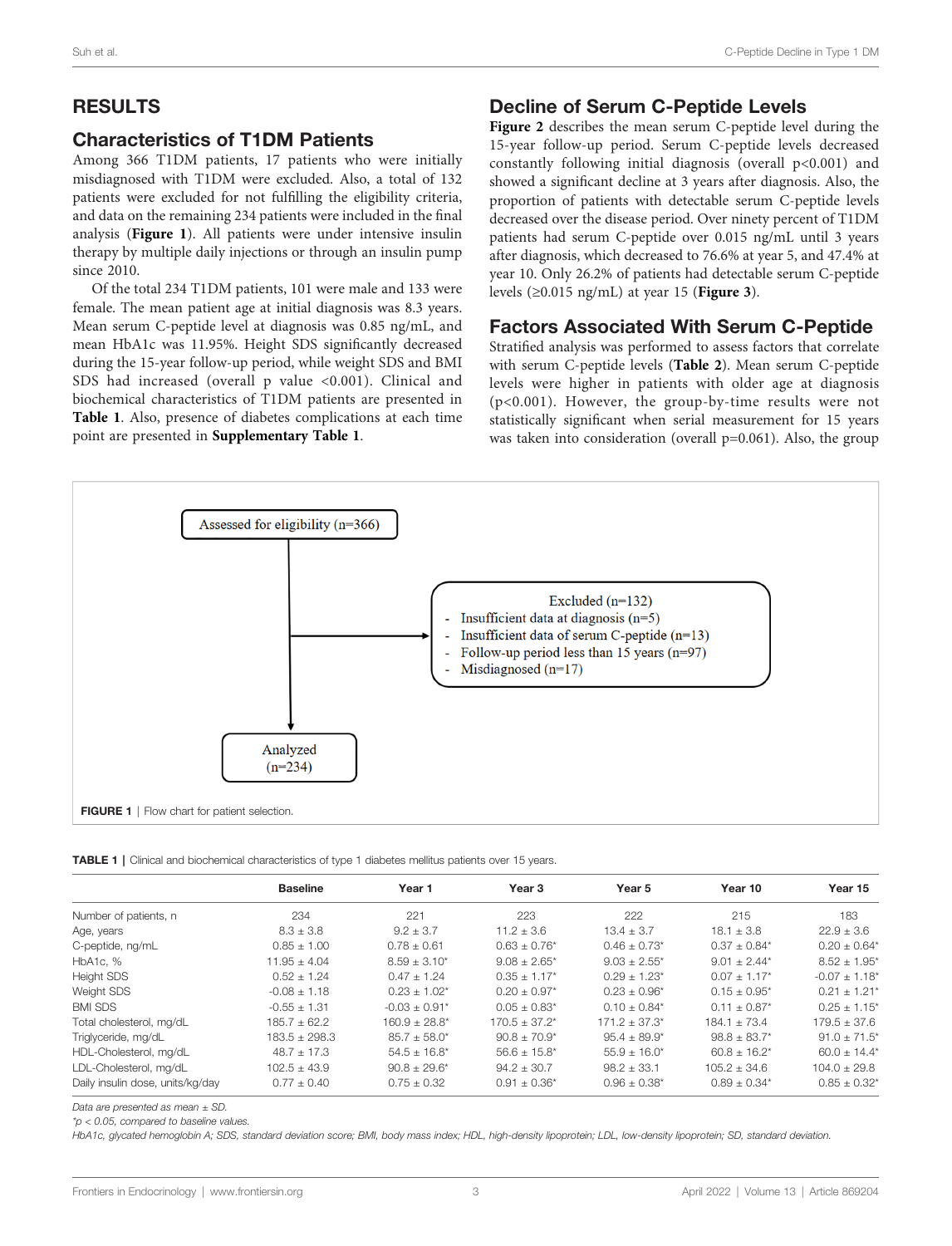## RESULTS

### Characteristics of T1DM Patients

Among 366 T1DM patients, 17 patients who were initially misdiagnosed with T1DM were excluded. Also, a total of 132 patients were excluded for not fulfilling the eligibility criteria, and data on the remaining 234 patients were included in the final analysis (**Figure 1**). All patients were under intensive insulin therapy by multiple daily injections or through an insulin pump since 2010.

Of the total 234 T1DM patients, 101 were male and 133 were female. The mean patient age at initial diagnosis was 8.3 years. Mean serum C-peptide level at diagnosis was 0.85 ng/mL, and mean HbA1c was 11.95%. Height SDS significantly decreased during the 15-year follow-up period, while weight SDS and BMI SDS had increased (overall p value <0.001). Clinical and biochemical characteristics of T1DM patients are presented in **Table 1**. Also, presence of diabetes complications at each time point are presented in **Supplementary Table 1**.

### Decline of Serum C-Peptide Levels

**Figure 2** describes the mean serum C-peptide level during the 15-year follow-up period. Serum C-peptide levels decreased constantly following initial diagnosis (overall p<0.001) and showed a significant decline at 3 years after diagnosis. Also, the proportion of patients with detectable serum C-peptide levels decreased over the disease period. Over ninety percent of T1DM patients had serum C-peptide over 0.015 ng/mL until 3 years after diagnosis, which decreased to 76.6% at year 5, and 47.4% at year 10. Only 26.2% of patients had detectable serum C-peptide levels (≥0.015 ng/mL) at year 15 (**Figure 3**).

### Factors Associated With Serum C-Peptide

Stratified analysis was performed to assess factors that correlate with serum C-peptide levels (**Table 2**). Mean serum C-peptide levels were higher in patients with older age at diagnosis (p<0.001). However, the group-by-time results were not statistically significant when serial measurement for 15 years was taken into consideration (overall p=0.061). Also, the group

Assessed for eligibility (n=366)

Excluded (n=132)
- Insufficient data at diagnosis (n=5)
- Insufficient data of serum C-peptide (n=13)
- Follow-up period less than 15 years (n=97)
- Misdiagnosed (n=17)

Analyzed (n=234)

**FIGURE 1** | Flow chart for patient selection.

**TABLE 1** | Clinical and biochemical characteristics of type 1 diabetes mellitus patients over 15 years.

| | Baseline | Year 1 | Year 3 | Year 5 | Year 10 | Year 15 |
|---|---|---|---|---|---|---|
| Number of patients, n | 234 | 221 | 223 | 222 | 215 | 183 |
| Age, years | 8.3 ± 3.8 | 9.2 ± 3.7 | 11.2 ± 3.6 | 13.4 ± 3.7 | 18.1 ± 3.8 | 22.9 ± 3.6 |
| C-peptide, ng/mL | 0.85 ± 1.00 | 0.78 ± 0.61 | 0.63 ± 0.76* | 0.46 ± 0.73* | 0.37 ± 0.84* | 0.20 ± 0.64* |
| HbA1c, % | 11.95 ± 4.04 | 8.59 ± 3.10* | 9.08 ± 2.65* | 9.03 ± 2.55* | 9.01 ± 2.44* | 8.52 ± 1.95* |
| Height SDS | 0.52 ± 1.24 | 0.47 ± 1.24 | 0.35 ± 1.17* | 0.29 ± 1.23* | 0.07 ± 1.17* | -0.07 ± 1.18* |
| Weight SDS | -0.08 ± 1.18 | 0.23 ± 1.02* | 0.20 ± 0.97* | 0.23 ± 0.96* | 0.15 ± 0.95* | 0.21 ± 1.21* |
| BMI SDS | -0.55 ± 1.31 | -0.03 ± 0.91* | 0.05 ± 0.83* | 0.10 ± 0.84* | 0.11 ± 0.87* | 0.25 ± 1.15* |
| Total cholesterol, mg/dL | 185.7 ± 62.2 | 160.9 ± 28.8* | 170.5 ± 37.2* | 171.2 ± 37.3* | 184.1 ± 73.4 | 179.5 ± 37.6 |
| Triglyceride, mg/dL | 183.5 ± 298.3 | 85.7 ± 58.0* | 90.8 ± 70.9* | 95.4 ± 89.9* | 98.8 ± 83.7* | 91.0 ± 71.5* |
| HDL-Cholesterol, mg/dL | 48.7 ± 17.3 | 54.5 ± 16.8* | 56.6 ± 15.8* | 55.9 ± 16.0* | 60.8 ± 16.2* | 60.0 ± 14.4* |
| LDL-Cholesterol, mg/dL | 102.5 ± 43.9 | 90.8 ± 29.6* | 94.2 ± 30.7 | 98.2 ± 33.1 | 105.2 ± 34.6 | 104.0 ± 29.8 |
| Daily insulin dose, units/kg/day | 0.77 ± 0.40 | 0.75 ± 0.32 | 0.91 ± 0.36* | 0.96 ± 0.38* | 0.89 ± 0.34* | 0.85 ± 0.32* |

*Data are presented as mean ± SD.*

*\*p < 0.05, compared to baseline values.*

*HbA1c, glycated hemoglobin A; SDS, standard deviation score; BMI, body mass index; HDL, high-density lipoprotein; LDL, low-density lipoprotein; SD, standard deviation.*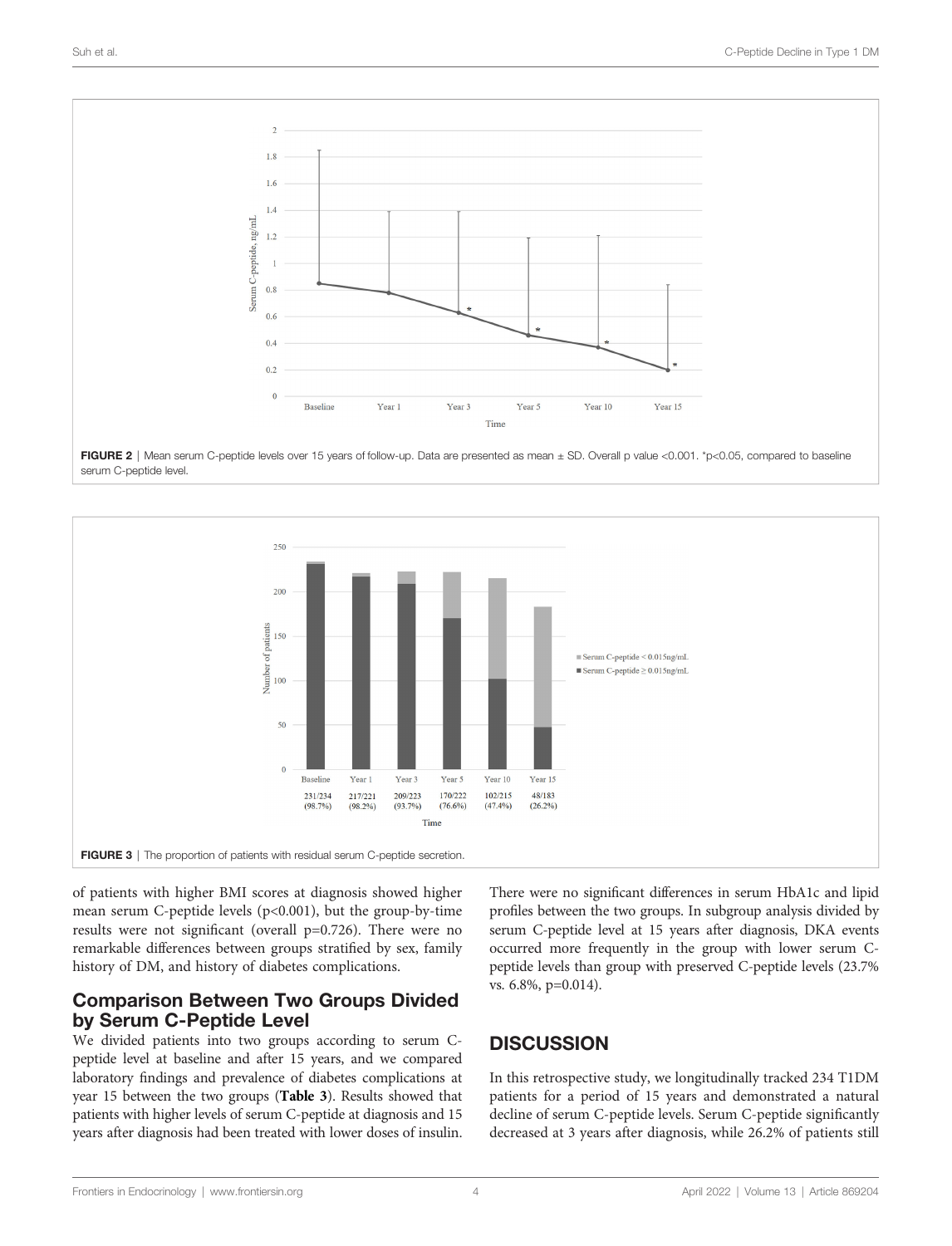FIGURE 2 | Mean serum C-peptide levels over 15 years of follow-up. Data are presented as mean ± SD. Overall p value <0.001. *p<0.05, compared to baseline serum C-peptide level.

FIGURE 3 | The proportion of patients with residual serum C-peptide secretion.

of patients with higher BMI scores at diagnosis showed higher mean serum C-peptide levels (p<0.001), but the group-by-time results were not significant (overall p=0.726). There were no remarkable differences between groups stratified by sex, family history of DM, and history of diabetes complications.

## Comparison Between Two Groups Divided by Serum C-Peptide Level

We divided patients into two groups according to serum C-peptide level at baseline and after 15 years, and we compared laboratory findings and prevalence of diabetes complications at year 15 between the two groups (**Table 3**). Results showed that patients with higher levels of serum C-peptide at diagnosis and 15 years after diagnosis had been treated with lower doses of insulin. There were no significant differences in serum HbA1c and lipid profiles between the two groups. In subgroup analysis divided by serum C-peptide level at 15 years after diagnosis, DKA events occurred more frequently in the group with lower serum C-peptide levels than group with preserved C-peptide levels (23.7% vs. 6.8%, p=0.014).

## DISCUSSION

In this retrospective study, we longitudinally tracked 234 T1DM patients for a period of 15 years and demonstrated a natural decline of serum C-peptide levels. Serum C-peptide significantly decreased at 3 years after diagnosis, while 26.2% of patients still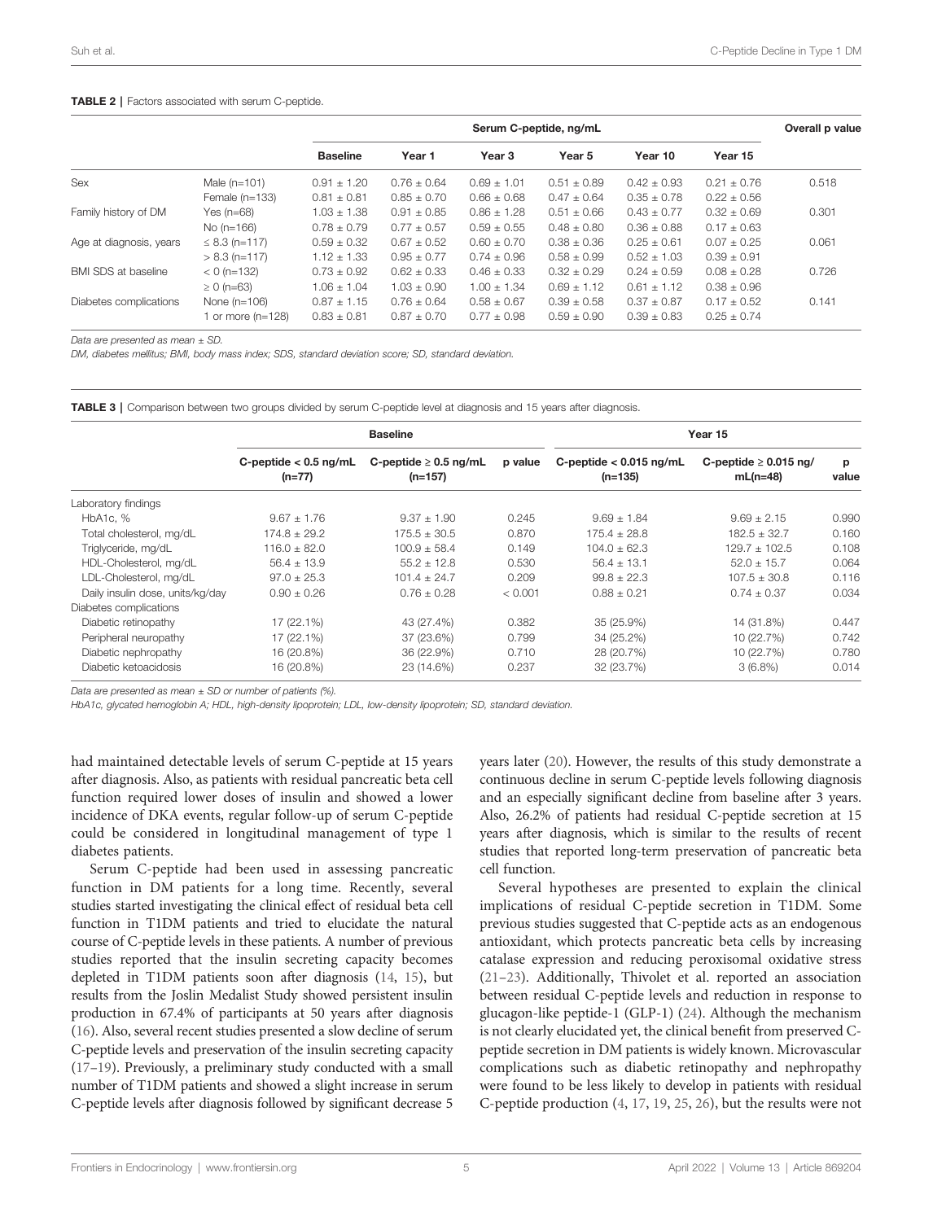**TABLE 2** | Factors associated with serum C-peptide.

| | | Serum C-peptide, ng/mL | | | | | | Overall p value |
|---|---|---|---|---|---|---|---|---|
| | | Baseline | Year 1 | Year 3 | Year 5 | Year 10 | Year 15 | |
| Sex | Male (n=101) | 0.91 ± 1.20 | 0.76 ± 0.64 | 0.69 ± 1.01 | 0.51 ± 0.89 | 0.42 ± 0.93 | 0.21 ± 0.76 | 0.518 |
| | Female (n=133) | 0.81 ± 0.81 | 0.85 ± 0.70 | 0.66 ± 0.68 | 0.47 ± 0.64 | 0.35 ± 0.78 | 0.22 ± 0.56 | |
| Family history of DM | Yes (n=68) | 1.03 ± 1.38 | 0.91 ± 0.85 | 0.86 ± 1.28 | 0.51 ± 0.66 | 0.43 ± 0.77 | 0.32 ± 0.69 | 0.301 |
| | No (n=166) | 0.78 ± 0.79 | 0.77 ± 0.57 | 0.59 ± 0.55 | 0.48 ± 0.80 | 0.36 ± 0.88 | 0.17 ± 0.63 | |
| Age at diagnosis, years | ≤ 8.3 (n=117) | 0.59 ± 0.32 | 0.67 ± 0.52 | 0.60 ± 0.70 | 0.38 ± 0.36 | 0.25 ± 0.61 | 0.07 ± 0.25 | 0.061 |
| | > 8.3 (n=117) | 1.12 ± 1.33 | 0.95 ± 0.77 | 0.74 ± 0.96 | 0.58 ± 0.99 | 0.52 ± 1.03 | 0.39 ± 0.91 | |
| BMI SDS at baseline | < 0 (n=132) | 0.73 ± 0.92 | 0.62 ± 0.33 | 0.46 ± 0.33 | 0.32 ± 0.29 | 0.24 ± 0.59 | 0.08 ± 0.28 | 0.726 |
| | ≥ 0 (n=63) | 1.06 ± 1.04 | 1.03 ± 0.90 | 1.00 ± 1.34 | 0.69 ± 1.12 | 0.61 ± 1.12 | 0.38 ± 0.96 | |
| Diabetes complications | None (n=106) | 0.87 ± 1.15 | 0.76 ± 0.64 | 0.58 ± 0.67 | 0.39 ± 0.58 | 0.37 ± 0.87 | 0.17 ± 0.52 | 0.141 |
| | 1 or more (n=128) | 0.83 ± 0.81 | 0.87 ± 0.70 | 0.77 ± 0.98 | 0.59 ± 0.90 | 0.39 ± 0.83 | 0.25 ± 0.74 | |

*Data are presented as mean ± SD.*

*DM, diabetes mellitus; BMI, body mass index; SDS, standard deviation score; SD, standard deviation.*

**TABLE 3** | Comparison between two groups divided by serum C-peptide level at diagnosis and 15 years after diagnosis.

| | Baseline | | | Year 15 | | |
|---|---|---|---|---|---|---|
| | C-peptide < 0.5 ng/mL (n=77) | C-peptide ≥ 0.5 ng/mL (n=157) | p value | C-peptide < 0.015 ng/mL (n=135) | C-peptide ≥ 0.015 ng/ mL(n=48) | p value |
| Laboratory findings | | | | | | |
| HbA1c, % | 9.67 ± 1.76 | 9.37 ± 1.90 | 0.245 | 9.69 ± 1.84 | 9.69 ± 2.15 | 0.990 |
| Total cholesterol, mg/dL | 174.8 ± 29.2 | 175.5 ± 30.5 | 0.870 | 175.4 ± 28.8 | 182.5 ± 32.7 | 0.160 |
| Triglyceride, mg/dL | 116.0 ± 82.0 | 100.9 ± 58.4 | 0.149 | 104.0 ± 62.3 | 129.7 ± 102.5 | 0.108 |
| HDL-Cholesterol, mg/dL | 56.4 ± 13.9 | 55.2 ± 12.8 | 0.530 | 56.4 ± 13.1 | 52.0 ± 15.7 | 0.064 |
| LDL-Cholesterol, mg/dL | 97.0 ± 25.3 | 101.4 ± 24.7 | 0.209 | 99.8 ± 22.3 | 107.5 ± 30.8 | 0.116 |
| Daily insulin dose, units/kg/day | 0.90 ± 0.26 | 0.76 ± 0.28 | < 0.001 | 0.88 ± 0.21 | 0.74 ± 0.37 | 0.034 |
| Diabetes complications | | | | | | |
| Diabetic retinopathy | 17 (22.1%) | 43 (27.4%) | 0.382 | 35 (25.9%) | 14 (31.8%) | 0.447 |
| Peripheral neuropathy | 17 (22.1%) | 37 (23.6%) | 0.799 | 34 (25.2%) | 10 (22.7%) | 0.742 |
| Diabetic nephropathy | 16 (20.8%) | 36 (22.9%) | 0.710 | 28 (20.7%) | 10 (22.7%) | 0.780 |
| Diabetic ketoacidosis | 16 (20.8%) | 23 (14.6%) | 0.237 | 32 (23.7%) | 3 (6.8%) | 0.014 |

*Data are presented as mean ± SD or number of patients (%).*

*HbA1c, glycated hemoglobin A; HDL, high-density lipoprotein; LDL, low-density lipoprotein; SD, standard deviation.*

had maintained detectable levels of serum C-peptide at 15 years after diagnosis. Also, as patients with residual pancreatic beta cell function required lower doses of insulin and showed a lower incidence of DKA events, regular follow-up of serum C-peptide could be considered in longitudinal management of type 1 diabetes patients.

Serum C-peptide had been used in assessing pancreatic function in DM patients for a long time. Recently, several studies started investigating the clinical effect of residual beta cell function in T1DM patients and tried to elucidate the natural course of C-peptide levels in these patients. A number of previous studies reported that the insulin secreting capacity becomes depleted in T1DM patients soon after diagnosis (14, 15), but results from the Joslin Medalist Study showed persistent insulin production in 67.4% of participants at 50 years after diagnosis (16). Also, several recent studies presented a slow decline of serum C-peptide levels and preservation of the insulin secreting capacity (17–19). Previously, a preliminary study conducted with a small number of T1DM patients and showed a slight increase in serum C-peptide levels after diagnosis followed by significant decrease 5 years later (20). However, the results of this study demonstrate a continuous decline in serum C-peptide levels following diagnosis and an especially significant decline from baseline after 3 years. Also, 26.2% of patients had residual C-peptide secretion at 15 years after diagnosis, which is similar to the results of recent studies that reported long-term preservation of pancreatic beta cell function.

Several hypotheses are presented to explain the clinical implications of residual C-peptide secretion in T1DM. Some previous studies suggested that C-peptide acts as an endogenous antioxidant, which protects pancreatic beta cells by increasing catalase expression and reducing peroxisomal oxidative stress (21–23). Additionally, Thivolet et al. reported an association between residual C-peptide levels and reduction in response to glucagon-like peptide-1 (GLP-1) (24). Although the mechanism is not clearly elucidated yet, the clinical benefit from preserved C-peptide secretion in DM patients is widely known. Microvascular complications such as diabetic retinopathy and nephropathy were found to be less likely to develop in patients with residual C-peptide production (4, 17, 19, 25, 26), but the results were not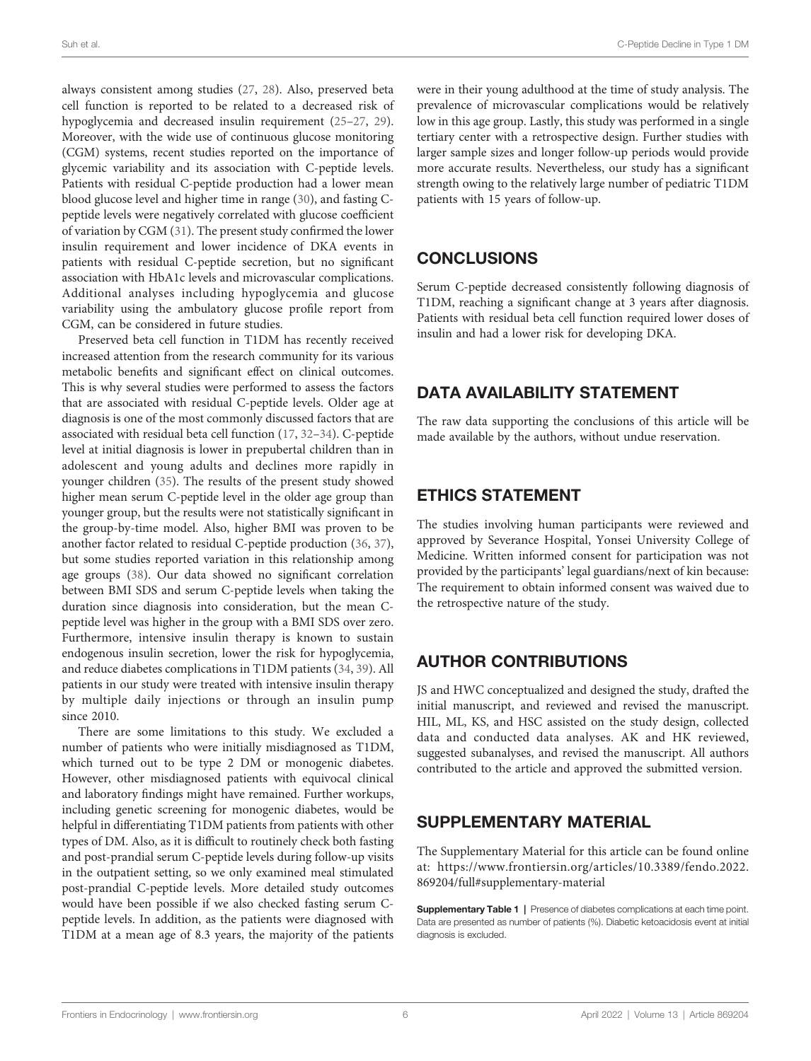always consistent among studies (27, 28). Also, preserved beta cell function is reported to be related to a decreased risk of hypoglycemia and decreased insulin requirement (25–27, 29). Moreover, with the wide use of continuous glucose monitoring (CGM) systems, recent studies reported on the importance of glycemic variability and its association with C-peptide levels. Patients with residual C-peptide production had a lower mean blood glucose level and higher time in range (30), and fasting C-peptide levels were negatively correlated with glucose coefficient of variation by CGM (31). The present study confirmed the lower insulin requirement and lower incidence of DKA events in patients with residual C-peptide secretion, but no significant association with HbA1c levels and microvascular complications. Additional analyses including hypoglycemia and glucose variability using the ambulatory glucose profile report from CGM, can be considered in future studies.

Preserved beta cell function in T1DM has recently received increased attention from the research community for its various metabolic benefits and significant effect on clinical outcomes. This is why several studies were performed to assess the factors that are associated with residual C-peptide levels. Older age at diagnosis is one of the most commonly discussed factors that are associated with residual beta cell function (17, 32–34). C-peptide level at initial diagnosis is lower in prepubertal children than in adolescent and young adults and declines more rapidly in younger children (35). The results of the present study showed higher mean serum C-peptide level in the older age group than younger group, but the results were not statistically significant in the group-by-time model. Also, higher BMI was proven to be another factor related to residual C-peptide production (36, 37), but some studies reported variation in this relationship among age groups (38). Our data showed no significant correlation between BMI SDS and serum C-peptide levels when taking the duration since diagnosis into consideration, but the mean C-peptide level was higher in the group with a BMI SDS over zero. Furthermore, intensive insulin therapy is known to sustain endogenous insulin secretion, lower the risk for hypoglycemia, and reduce diabetes complications in T1DM patients (34, 39). All patients in our study were treated with intensive insulin therapy by multiple daily injections or through an insulin pump since 2010.

There are some limitations to this study. We excluded a number of patients who were initially misdiagnosed as T1DM, which turned out to be type 2 DM or monogenic diabetes. However, other misdiagnosed patients with equivocal clinical and laboratory findings might have remained. Further workups, including genetic screening for monogenic diabetes, would be helpful in differentiating T1DM patients from patients with other types of DM. Also, as it is difficult to routinely check both fasting and post-prandial serum C-peptide levels during follow-up visits in the outpatient setting, so we only examined meal stimulated post-prandial C-peptide levels. More detailed study outcomes would have been possible if we also checked fasting serum C-peptide levels. In addition, as the patients were diagnosed with T1DM at a mean age of 8.3 years, the majority of the patients were in their young adulthood at the time of study analysis. The prevalence of microvascular complications would be relatively low in this age group. Lastly, this study was performed in a single tertiary center with a retrospective design. Further studies with larger sample sizes and longer follow-up periods would provide more accurate results. Nevertheless, our study has a significant strength owing to the relatively large number of pediatric T1DM patients with 15 years of follow-up.

## CONCLUSIONS

Serum C-peptide decreased consistently following diagnosis of T1DM, reaching a significant change at 3 years after diagnosis. Patients with residual beta cell function required lower doses of insulin and had a lower risk for developing DKA.

## DATA AVAILABILITY STATEMENT

The raw data supporting the conclusions of this article will be made available by the authors, without undue reservation.

## ETHICS STATEMENT

The studies involving human participants were reviewed and approved by Severance Hospital, Yonsei University College of Medicine. Written informed consent for participation was not provided by the participants' legal guardians/next of kin because: The requirement to obtain informed consent was waived due to the retrospective nature of the study.

## AUTHOR CONTRIBUTIONS

JS and HWC conceptualized and designed the study, drafted the initial manuscript, and reviewed and revised the manuscript. HIL, ML, KS, and HSC assisted on the study design, collected data and conducted data analyses. AK and HK reviewed, suggested subanalyses, and revised the manuscript. All authors contributed to the article and approved the submitted version.

## SUPPLEMENTARY MATERIAL

The Supplementary Material for this article can be found online at: https://www.frontiersin.org/articles/10.3389/fendo.2022.869204/full#supplementary-material

**Supplementary Table 1** | Presence of diabetes complications at each time point. Data are presented as number of patients (%). Diabetic ketoacidosis event at initial diagnosis is excluded.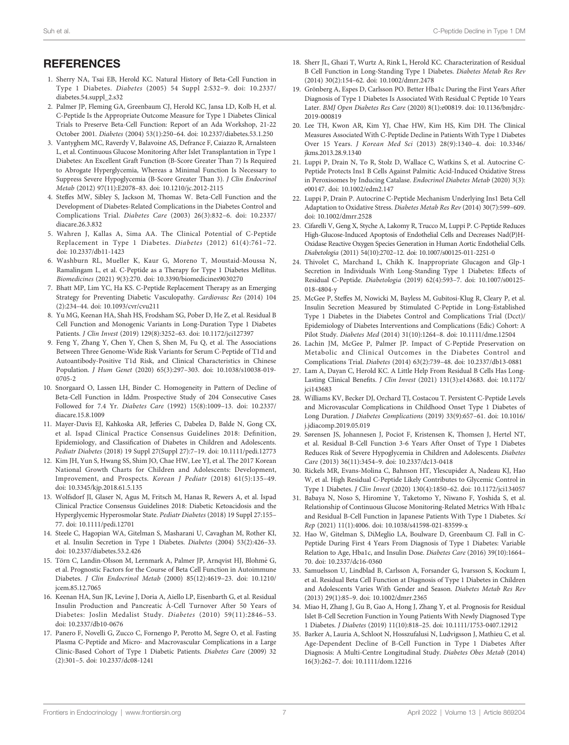## REFERENCES

1. Sherry NA, Tsai EB, Herold KC. Natural History of Beta-Cell Function in Type 1 Diabetes. *Diabetes* (2005) 54 Suppl 2:S32–9. doi: 10.2337/diabetes.54.suppl_2.s32
2. Palmer JP, Fleming GA, Greenbaum CJ, Herold KC, Jansa LD, Kolb H, et al. C-Peptide Is the Appropriate Outcome Measure for Type 1 Diabetes Clinical Trials to Preserve Beta-Cell Function: Report of an Ada Workshop, 21-22 October 2001. *Diabetes* (2004) 53(1):250–64. doi: 10.2337/diabetes.53.1.250
3. Vantyghem MC, Raverdy V, Balavoine AS, Defrance F, Caiazzo R, Arnalsteen L, et al. Continuous Glucose Monitoring After Islet Transplantation in Type 1 Diabetes: An Excellent Graft Function (B-Score Greater Than 7) Is Required to Abrogate Hyperglycemia, Whereas a Minimal Function Is Necessary to Suppress Severe Hypoglycemia (B-Score Greater Than 3). *J Clin Endocrinol Metab* (2012) 97(11):E2078–83. doi: 10.1210/jc.2012-2115
4. Steffes MW, Sibley S, Jackson M, Thomas W. Beta-Cell Function and the Development of Diabetes-Related Complications in the Diabetes Control and Complications Trial. *Diabetes Care* (2003) 26(3):832–6. doi: 10.2337/diacare.26.3.832
5. Wahren J, Kallas A, Sima AA. The Clinical Potential of C-Peptide Replacement in Type 1 Diabetes. *Diabetes* (2012) 61(4):761–72. doi: 10.2337/db11-1423
6. Washburn RL, Mueller K, Kaur G, Moreno T, Moustaid-Moussa N, Ramalingam L, et al. C-Peptide as a Therapy for Type 1 Diabetes Mellitus. *Biomedicines* (2021) 9(3):270. doi: 10.3390/biomedicines9030270
7. Bhatt MP, Lim YC, Ha KS. C-Peptide Replacement Therapy as an Emerging Strategy for Preventing Diabetic Vasculopathy. *Cardiovasc Res* (2014) 104 (2):234–44. doi: 10.1093/cvr/cvu211
8. Yu MG, Keenan HA, Shah HS, Frodsham SG, Pober D, He Z, et al. Residual B Cell Function and Monogenic Variants in Long-Duration Type 1 Diabetes Patients. *J Clin Invest* (2019) 129(8):3252–63. doi: 10.1172/jci127397
9. Feng Y, Zhang Y, Chen Y, Chen S, Shen M, Fu Q, et al. The Associations Between Three Genome-Wide Risk Variants for Serum C-Peptide of T1d and Autoantibody-Positive T1d Risk, and Clinical Characteristics in Chinese Population. *J Hum Genet* (2020) 65(3):297–303. doi: 10.1038/s10038-019-0705-2
10. Snorgaard O, Lassen LH, Binder C. Homogeneity in Pattern of Decline of Beta-Cell Function in Iddm. Prospective Study of 204 Consecutive Cases Followed for 7.4 Yr. *Diabetes Care* (1992) 15(8):1009–13. doi: 10.2337/diacare.15.8.1009
11. Mayer-Davis EJ, Kahkoska AR, Jefferies C, Dabelea D, Balde N, Gong CX, et al. Ispad Clinical Practice Consensus Guidelines 2018: Definition, Epidemiology, and Classification of Diabetes in Children and Adolescents. *Pediatr Diabetes* (2018) 19 Suppl 27(Suppl 27):7–19. doi: 10.1111/pedi.12773
12. Kim JH, Yun S, Hwang SS, Shim JO, Chae HW, Lee YJ, et al. The 2017 Korean National Growth Charts for Children and Adolescents: Development, Improvement, and Prospects. *Korean J Pediatr* (2018) 61(5):135–49. doi: 10.3345/kjp.2018.61.5.135
13. Wolfsdorf JI, Glaser N, Agus M, Fritsch M, Hanas R, Rewers A, et al. Ispad Clinical Practice Consensus Guidelines 2018: Diabetic Ketoacidosis and the Hyperglycemic Hyperosmolar State. *Pediatr Diabetes* (2018) 19 Suppl 27:155–77. doi: 10.1111/pedi.12701
14. Steele C, Hagopian WA, Gitelman S, Masharani U, Cavaghan M, Rother KI, et al. Insulin Secretion in Type 1 Diabetes. *Diabetes* (2004) 53(2):426–33. doi: 10.2337/diabetes.53.2.426
15. Törn C, Landin-Olsson M, Lernmark A, Palmer JP, Arnqvist HJ, Blohmé G, et al. Prognostic Factors for the Course of Beta Cell Function in Autoimmune Diabetes. *J Clin Endocrinol Metab* (2000) 85(12):4619–23. doi: 10.1210/jcem.85.12.7065
16. Keenan HA, Sun JK, Levine J, Doria A, Aiello LP, Eisenbarth G, et al. Residual Insulin Production and Pancreatic Á-Cell Turnover After 50 Years of Diabetes: Joslin Medalist Study. *Diabetes* (2010) 59(11):2846–53. doi: 10.2337/db10-0676
17. Panero F, Novelli G, Zucco C, Fornengo P, Perotto M, Segre O, et al. Fasting Plasma C-Peptide and Micro- and Macrovascular Complications in a Large Clinic-Based Cohort of Type 1 Diabetic Patients. *Diabetes Care* (2009) 32 (2):301–5. doi: 10.2337/dc08-1241
18. Sherr JL, Ghazi T, Wurtz A, Rink L, Herold KC. Characterization of Residual B Cell Function in Long-Standing Type 1 Diabetes. *Diabetes Metab Res Rev* (2014) 30(2):154–62. doi: 10.1002/dmrr.2478
19. Grönberg A, Espes D, Carlsson PO. Better Hba1c During the First Years After Diagnosis of Type 1 Diabetes Is Associated With Residual C Peptide 10 Years Later. *BMJ Open Diabetes Res Care* (2020) 8(1):e00819. doi: 10.1136/bmjdrc-2019-000819
20. Lee TH, Kwon AR, Kim YJ, Chae HW, Kim HS, Kim DH. The Clinical Measures Associated With C-Peptide Decline in Patients With Type 1 Diabetes Over 15 Years. *J Korean Med Sci* (2013) 28(9):1340–4. doi: 10.3346/jkms.2013.28.9.1340
21. Luppi P, Drain N, To R, Stolz D, Wallace C, Watkins S, et al. Autocrine C-Peptide Protects Ins1 B Cells Against Palmitic Acid-Induced Oxidative Stress in Peroxisomes by Inducing Catalase. *Endocrinol Diabetes Metab* (2020) 3(3): e00147. doi: 10.1002/edm2.147
22. Luppi P, Drain P. Autocrine C-Peptide Mechanism Underlying Ins1 Beta Cell Adaptation to Oxidative Stress. *Diabetes Metab Res Rev* (2014) 30(7):599–609. doi: 10.1002/dmrr.2528
23. Cifarelli V, Geng X, Styche A, Lakomy R, Trucco M, Luppi P. C-Peptide Reduces High-Glucose-Induced Apoptosis of Endothelial Cells and Decreases Nad(P)H-Oxidase Reactive Oxygen Species Generation in Human Aortic Endothelial Cells. *Diabetologia* (2011) 54(10):2702–12. doi: 10.1007/s00125-011-2251-0
24. Thivolet C, Marchand L, Chikh K. Inappropriate Glucagon and Glp-1 Secretion in Individuals With Long-Standing Type 1 Diabetes: Effects of Residual C-Peptide. *Diabetologia* (2019) 62(4):593–7. doi: 10.1007/s00125-018-4804-y
25. McGee P, Steffes M, Nowicki M, Bayless M, Gubitosi-Klug R, Cleary P, et al. Insulin Secretion Measured by Stimulated C-Peptide in Long-Established Type 1 Diabetes in the Diabetes Control and Complications Trial (Dcct)/ Epidemiology of Diabetes Interventions and Complications (Edic) Cohort: A Pilot Study. *Diabetes Med* (2014) 31(10):1264–8. doi: 10.1111/dme.12504
26. Lachin JM, McGee P, Palmer JP. Impact of C-Peptide Preservation on Metabolic and Clinical Outcomes in the Diabetes Control and Complications Trial. *Diabetes* (2014) 63(2):739–48. doi: 10.2337/db13-0881
27. Lam A, Dayan C, Herold KC. A Little Help From Residual B Cells Has Long-Lasting Clinical Benefits. *J Clin Invest* (2021) 131(3):e143683. doi: 10.1172/jci143683
28. Williams KV, Becker DJ, Orchard TJ, Costacou T. Persistent C-Peptide Levels and Microvascular Complications in Childhood Onset Type 1 Diabetes of Long Duration. *J Diabetes Complications* (2019) 33(9):657–61. doi: 10.1016/j.jdiacomp.2019.05.019
29. Sørensen JS, Johannesen J, Pociot F, Kristensen K, Thomsen J, Hertel NT, et al. Residual B-Cell Function 3-6 Years After Onset of Type 1 Diabetes Reduces Risk of Severe Hypoglycemia in Children and Adolescents. *Diabetes Care* (2013) 36(11):3454–9. doi: 10.2337/dc13-0418
30. Rickels MR, Evans-Molina C, Bahnson HT, Ylescupidez A, Nadeau KJ, Hao W, et al. High Residual C-Peptide Likely Contributes to Glycemic Control in Type 1 Diabetes. *J Clin Invest* (2020) 130(4):1850–62. doi: 10.1172/jci134057
31. Babaya N, Noso S, Hiromine Y, Taketomo Y, Niwano F, Yoshida S, et al. Relationship of Continuous Glucose Monitoring-Related Metrics With Hba1c and Residual B-Cell Function in Japanese Patients With Type 1 Diabetes. *Sci Rep* (2021) 11(1):4006. doi: 10.1038/s41598-021-83599-x
32. Hao W, Gitelman S, DiMeglio LA, Boulware D, Greenbaum CJ. Fall in C-Peptide During First 4 Years From Diagnosis of Type 1 Diabetes: Variable Relation to Age, Hba1c, and Insulin Dose. *Diabetes Care* (2016) 39(10):1664–70. doi: 10.2337/dc16-0360
33. Samuelsson U, Lindblad B, Carlsson A, Forsander G, Ivarsson S, Kockum I, et al. Residual Beta Cell Function at Diagnosis of Type 1 Diabetes in Children and Adolescents Varies With Gender and Season. *Diabetes Metab Res Rev* (2013) 29(1):85–9. doi: 10.1002/dmrr.2365
34. Miao H, Zhang J, Gu B, Gao A, Hong J, Zhang Y, et al. Prognosis for Residual Islet B-Cell Secretion Function in Young Patients With Newly Diagnosed Type 1 Diabetes. *J Diabetes* (2019) 11(10):818–25. doi: 10.1111/1753-0407.12912
35. Barker A, Lauria A, Schloot N, Hosszufalusi N, Ludvigsson J, Mathieu C, et al. Age-Dependent Decline of B-Cell Function in Type 1 Diabetes After Diagnosis: A Multi-Centre Longitudinal Study. *Diabetes Obes Metab* (2014) 16(3):262–7. doi: 10.1111/dom.12216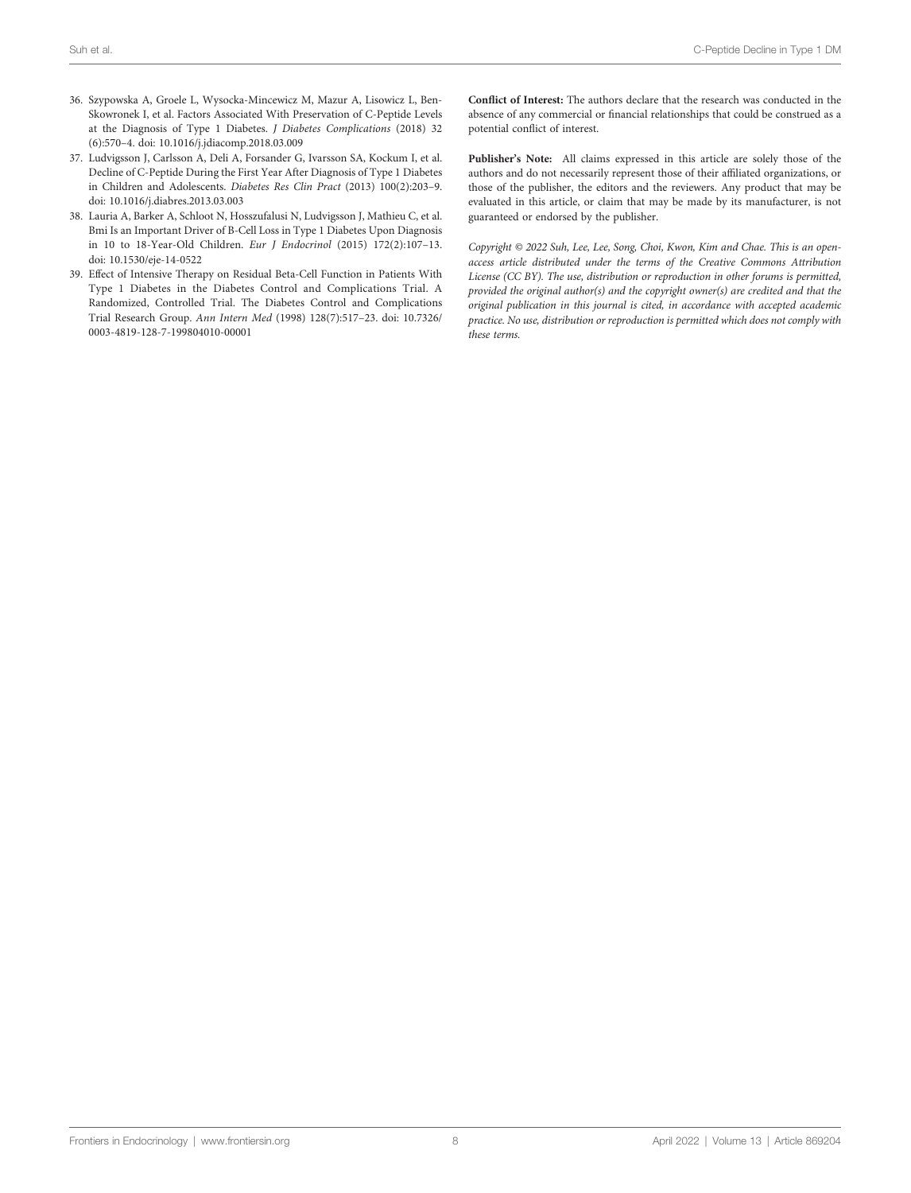36. Szypowska A, Groele L, Wysocka-Mincewicz M, Mazur A, Lisowicz L, Ben-Skowronek I, et al. Factors Associated With Preservation of C-Peptide Levels at the Diagnosis of Type 1 Diabetes. *J Diabetes Complications* (2018) 32 (6):570–4. doi: 10.1016/j.jdiacomp.2018.03.009
37. Ludvigsson J, Carlsson A, Deli A, Forsander G, Ivarsson SA, Kockum I, et al. Decline of C-Peptide During the First Year After Diagnosis of Type 1 Diabetes in Children and Adolescents. *Diabetes Res Clin Pract* (2013) 100(2):203–9. doi: 10.1016/j.diabres.2013.03.003
38. Lauria A, Barker A, Schloot N, Hosszufalusi N, Ludvigsson J, Mathieu C, et al. Bmi Is an Important Driver of Β-Cell Loss in Type 1 Diabetes Upon Diagnosis in 10 to 18-Year-Old Children. *Eur J Endocrinol* (2015) 172(2):107–13. doi: 10.1530/eje-14-0522
39. Effect of Intensive Therapy on Residual Beta-Cell Function in Patients With Type 1 Diabetes in the Diabetes Control and Complications Trial. A Randomized, Controlled Trial. The Diabetes Control and Complications Trial Research Group. *Ann Intern Med* (1998) 128(7):517–23. doi: 10.7326/0003-4819-128-7-199804010-00001

**Conflict of Interest:** The authors declare that the research was conducted in the absence of any commercial or financial relationships that could be construed as a potential conflict of interest.

**Publisher's Note:** All claims expressed in this article are solely those of the authors and do not necessarily represent those of their affiliated organizations, or those of the publisher, the editors and the reviewers. Any product that may be evaluated in this article, or claim that may be made by its manufacturer, is not guaranteed or endorsed by the publisher.

*Copyright © 2022 Suh, Lee, Lee, Song, Choi, Kwon, Kim and Chae. This is an open-access article distributed under the terms of the Creative Commons Attribution License (CC BY). The use, distribution or reproduction in other forums is permitted, provided the original author(s) and the copyright owner(s) are credited and that the original publication in this journal is cited, in accordance with accepted academic practice. No use, distribution or reproduction is permitted which does not comply with these terms.*